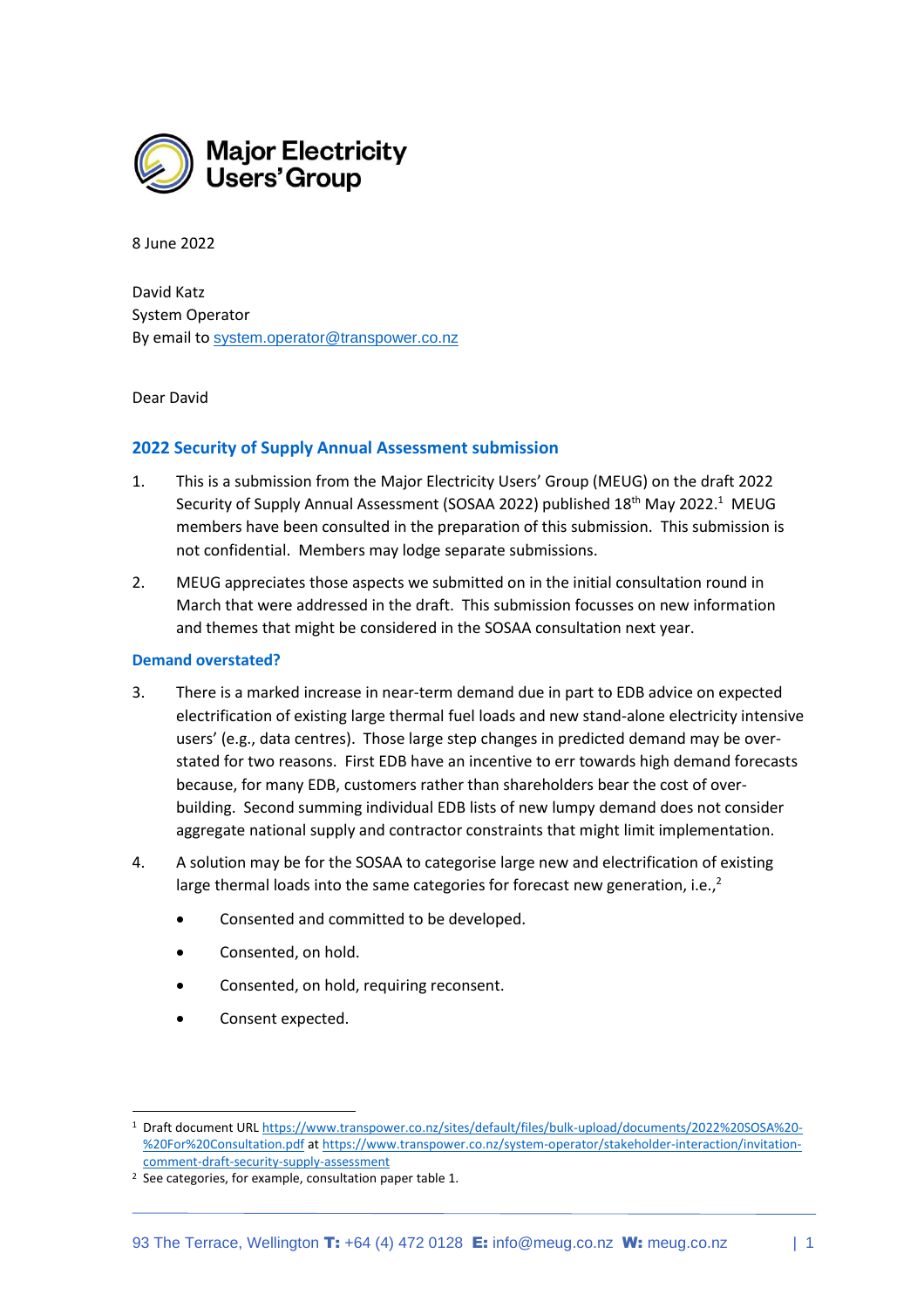**Major Electricity Users' Group**

8 June 2022

David Katz
System Operator
By email to system.operator@transpower.co.nz

Dear David

## 2022 Security of Supply Annual Assessment submission

1. This is a submission from the Major Electricity Users' Group (MEUG) on the draft 2022 Security of Supply Annual Assessment (SOSAA 2022) published 18th May 2022.[1] MEUG members have been consulted in the preparation of this submission. This submission is not confidential. Members may lodge separate submissions.

2. MEUG appreciates those aspects we submitted on in the initial consultation round in March that were addressed in the draft. This submission focusses on new information and themes that might be considered in the SOSAA consultation next year.

### Demand overstated?

3. There is a marked increase in near-term demand due in part to EDB advice on expected electrification of existing large thermal fuel loads and new stand-alone electricity intensive users' (e.g., data centres). Those large step changes in predicted demand may be over-stated for two reasons. First EDB have an incentive to err towards high demand forecasts because, for many EDB, customers rather than shareholders bear the cost of over-building. Second summing individual EDB lists of new lumpy demand does not consider aggregate national supply and contractor constraints that might limit implementation.

4. A solution may be for the SOSAA to categorise large new and electrification of existing large thermal loads into the same categories for forecast new generation, i.e.,[2]

    - Consented and committed to be developed.
    - Consented, on hold.
    - Consented, on hold, requiring reconsent.
    - Consent expected.

---

[1] Draft document URL https://www.transpower.co.nz/sites/default/files/bulk-upload/documents/2022%20SOSA%20-%20For%20Consultation.pdf at https://www.transpower.co.nz/system-operator/stakeholder-interaction/invitation-comment-draft-security-supply-assessment

[2] See categories, for example, consultation paper table 1.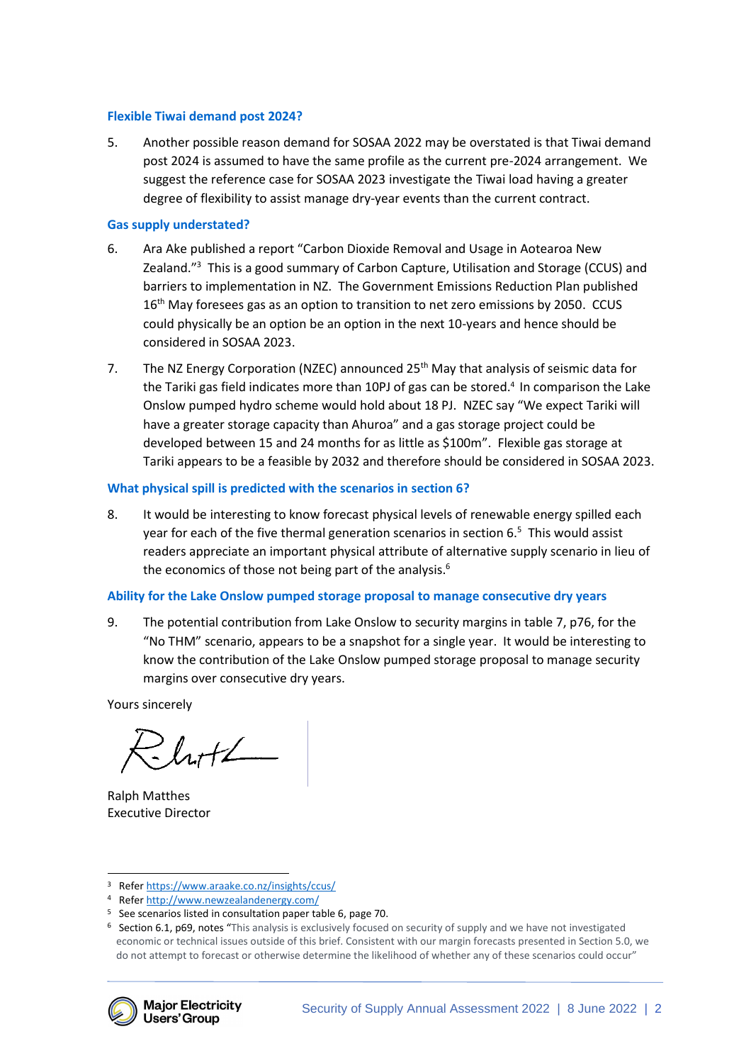### Flexible Tiwai demand post 2024?

5. Another possible reason demand for SOSAA 2022 may be overstated is that Tiwai demand post 2024 is assumed to have the same profile as the current pre-2024 arrangement. We suggest the reference case for SOSAA 2023 investigate the Tiwai load having a greater degree of flexibility to assist manage dry-year events than the current contract.

### Gas supply understated?

6. Ara Ake published a report “Carbon Dioxide Removal and Usage in Aotearoa New Zealand.”[3] This is a good summary of Carbon Capture, Utilisation and Storage (CCUS) and barriers to implementation in NZ. The Government Emissions Reduction Plan published 16th May foresees gas as an option to transition to net zero emissions by 2050. CCUS could physically be an option be an option in the next 10-years and hence should be considered in SOSAA 2023.

7. The NZ Energy Corporation (NZEC) announced 25th May that analysis of seismic data for the Tariki gas field indicates more than 10PJ of gas can be stored.[4] In comparison the Lake Onslow pumped hydro scheme would hold about 18 PJ. NZEC say “We expect Tariki will have a greater storage capacity than Ahuroa” and a gas storage project could be developed between 15 and 24 months for as little as $100m”. Flexible gas storage at Tariki appears to be a feasible by 2032 and therefore should be considered in SOSAA 2023.

### What physical spill is predicted with the scenarios in section 6?

8. It would be interesting to know forecast physical levels of renewable energy spilled each year for each of the five thermal generation scenarios in section 6.[5] This would assist readers appreciate an important physical attribute of alternative supply scenario in lieu of the economics of those not being part of the analysis.[6]

### Ability for the Lake Onslow pumped storage proposal to manage consecutive dry years

9. The potential contribution from Lake Onslow to security margins in table 7, p76, for the “No THM” scenario, appears to be a snapshot for a single year. It would be interesting to know the contribution of the Lake Onslow pumped storage proposal to manage security margins over consecutive dry years.

Yours sincerely

Ralph Matthes
Executive Director

---

[3] Refer https://www.araake.co.nz/insights/ccus/

[4] Refer http://www.newzealandenergy.com/

[5] See scenarios listed in consultation paper table 6, page 70.

[6] Section 6.1, p69, notes “This analysis is exclusively focused on security of supply and we have not investigated economic or technical issues outside of this brief. Consistent with our margin forecasts presented in Section 5.0, we do not attempt to forecast or otherwise determine the likelihood of whether any of these scenarios could occur”